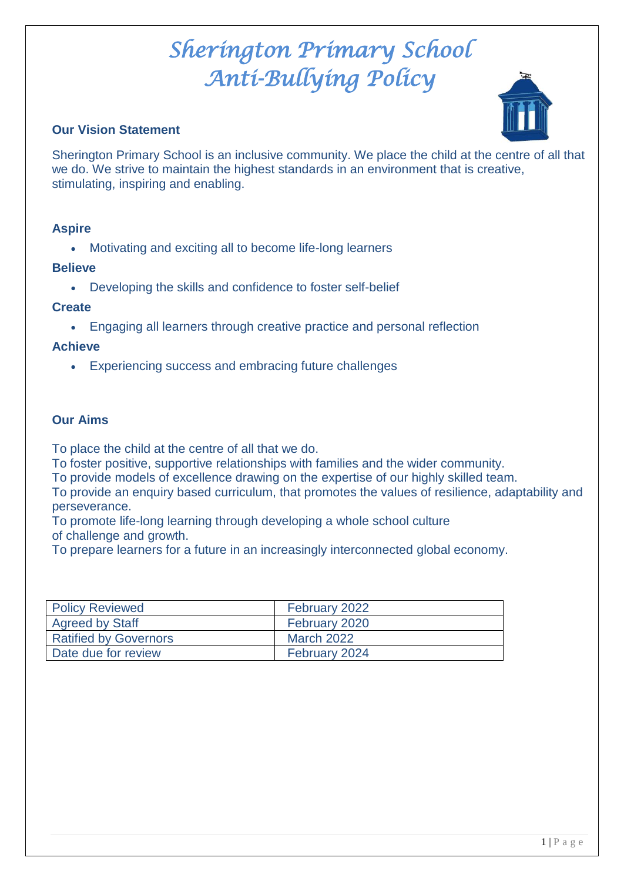# Sherington Primary School
# Anti-Bullying Policy

**Our Vision Statement**

Sherington Primary School is an inclusive community. We place the child at the centre of all that we do. We strive to maintain the highest standards in an environment that is creative, stimulating, inspiring and enabling.

**Aspire**

- Motivating and exciting all to become life-long learners

**Believe**

- Developing the skills and confidence to foster self-belief

**Create**

- Engaging all learners through creative practice and personal reflection

**Achieve**

- Experiencing success and embracing future challenges

**Our Aims**

To place the child at the centre of all that we do.
To foster positive, supportive relationships with families and the wider community.
To provide models of excellence drawing on the expertise of our highly skilled team.
To provide an enquiry based curriculum, that promotes the values of resilience, adaptability and perseverance.
To promote life-long learning through developing a whole school culture of challenge and growth.
To prepare learners for a future in an increasingly interconnected global economy.

| | |
|---|---|
| Policy Reviewed | February 2022 |
| Agreed by Staff | February 2020 |
| Ratified by Governors | March 2022 |
| Date due for review | February 2024 |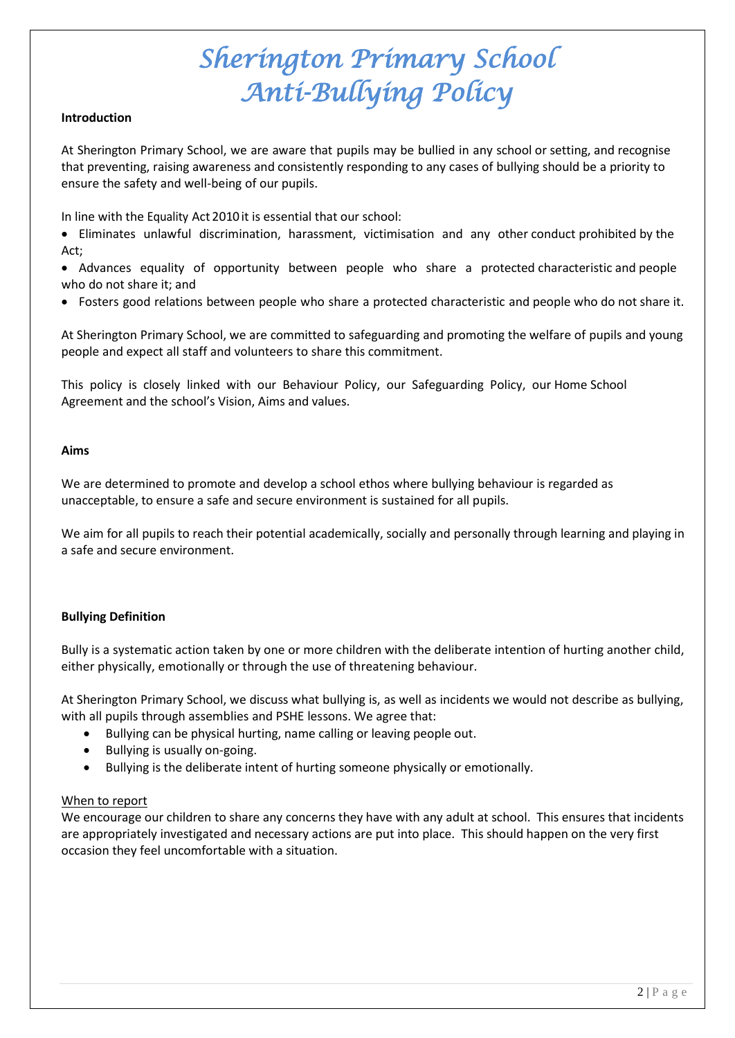# Sherington Primary School
# Anti-Bullying Policy

**Introduction**

At Sherington Primary School, we are aware that pupils may be bullied in any school or setting, and recognise that preventing, raising awareness and consistently responding to any cases of bullying should be a priority to ensure the safety and well-being of our pupils.

In line with the Equality Act 2010 it is essential that our school:

- Eliminates unlawful discrimination, harassment, victimisation and any other conduct prohibited by the Act;
- Advances equality of opportunity between people who share a protected characteristic and people who do not share it; and
- Fosters good relations between people who share a protected characteristic and people who do not share it.

At Sherington Primary School, we are committed to safeguarding and promoting the welfare of pupils and young people and expect all staff and volunteers to share this commitment.

This policy is closely linked with our Behaviour Policy, our Safeguarding Policy, our Home School Agreement and the school's Vision, Aims and values.

**Aims**

We are determined to promote and develop a school ethos where bullying behaviour is regarded as unacceptable, to ensure a safe and secure environment is sustained for all pupils.

We aim for all pupils to reach their potential academically, socially and personally through learning and playing in a safe and secure environment.

**Bullying Definition**

Bully is a systematic action taken by one or more children with the deliberate intention of hurting another child, either physically, emotionally or through the use of threatening behaviour.

At Sherington Primary School, we discuss what bullying is, as well as incidents we would not describe as bullying, with all pupils through assemblies and PSHE lessons. We agree that:

- Bullying can be physical hurting, name calling or leaving people out.
- Bullying is usually on-going.
- Bullying is the deliberate intent of hurting someone physically or emotionally.

When to report

We encourage our children to share any concerns they have with any adult at school. This ensures that incidents are appropriately investigated and necessary actions are put into place. This should happen on the very first occasion they feel uncomfortable with a situation.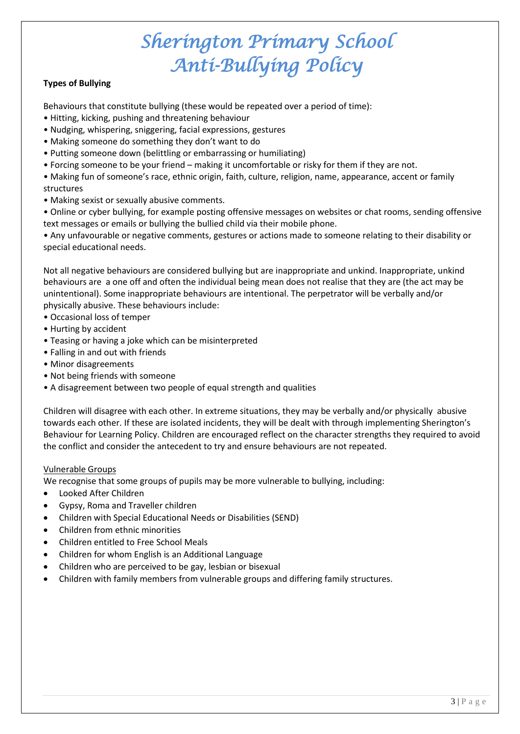# Sherington Primary School Anti-Bullying Policy

**Types of Bullying**

Behaviours that constitute bullying (these would be repeated over a period of time):

- Hitting, kicking, pushing and threatening behaviour
- Nudging, whispering, sniggering, facial expressions, gestures
- Making someone do something they don't want to do
- Putting someone down (belittling or embarrassing or humiliating)
- Forcing someone to be your friend – making it uncomfortable or risky for them if they are not.
- Making fun of someone's race, ethnic origin, faith, culture, religion, name, appearance, accent or family structures
- Making sexist or sexually abusive comments.
- Online or cyber bullying, for example posting offensive messages on websites or chat rooms, sending offensive text messages or emails or bullying the bullied child via their mobile phone.
- Any unfavourable or negative comments, gestures or actions made to someone relating to their disability or special educational needs.

Not all negative behaviours are considered bullying but are inappropriate and unkind. Inappropriate, unkind behaviours are a one off and often the individual being mean does not realise that they are (the act may be unintentional). Some inappropriate behaviours are intentional. The perpetrator will be verbally and/or physically abusive. These behaviours include:

- Occasional loss of temper
- Hurting by accident
- Teasing or having a joke which can be misinterpreted
- Falling in and out with friends
- Minor disagreements
- Not being friends with someone
- A disagreement between two people of equal strength and qualities

Children will disagree with each other. In extreme situations, they may be verbally and/or physically abusive towards each other. If these are isolated incidents, they will be dealt with through implementing Sherington's Behaviour for Learning Policy. Children are encouraged reflect on the character strengths they required to avoid the conflict and consider the antecedent to try and ensure behaviours are not repeated.

Vulnerable Groups

We recognise that some groups of pupils may be more vulnerable to bullying, including:

- Looked After Children
- Gypsy, Roma and Traveller children
- Children with Special Educational Needs or Disabilities (SEND)
- Children from ethnic minorities
- Children entitled to Free School Meals
- Children for whom English is an Additional Language
- Children who are perceived to be gay, lesbian or bisexual
- Children with family members from vulnerable groups and differing family structures.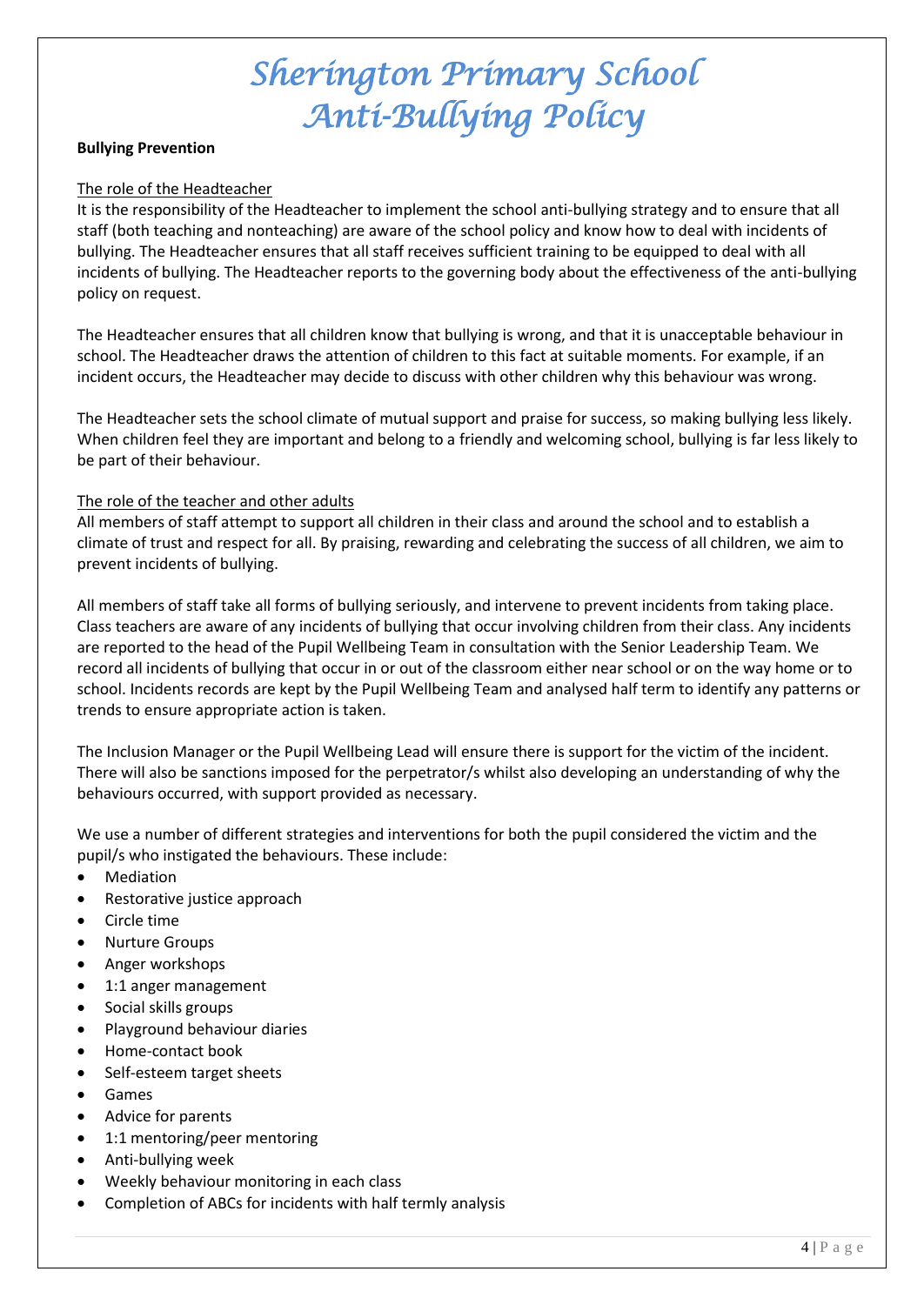# Sherington Primary School Anti-Bullying Policy

**Bullying Prevention**

The role of the Headteacher

It is the responsibility of the Headteacher to implement the school anti-bullying strategy and to ensure that all staff (both teaching and nonteaching) are aware of the school policy and know how to deal with incidents of bullying. The Headteacher ensures that all staff receives sufficient training to be equipped to deal with all incidents of bullying. The Headteacher reports to the governing body about the effectiveness of the anti-bullying policy on request.

The Headteacher ensures that all children know that bullying is wrong, and that it is unacceptable behaviour in school. The Headteacher draws the attention of children to this fact at suitable moments. For example, if an incident occurs, the Headteacher may decide to discuss with other children why this behaviour was wrong.

The Headteacher sets the school climate of mutual support and praise for success, so making bullying less likely. When children feel they are important and belong to a friendly and welcoming school, bullying is far less likely to be part of their behaviour.

The role of the teacher and other adults

All members of staff attempt to support all children in their class and around the school and to establish a climate of trust and respect for all. By praising, rewarding and celebrating the success of all children, we aim to prevent incidents of bullying.

All members of staff take all forms of bullying seriously, and intervene to prevent incidents from taking place. Class teachers are aware of any incidents of bullying that occur involving children from their class. Any incidents are reported to the head of the Pupil Wellbeing Team in consultation with the Senior Leadership Team. We record all incidents of bullying that occur in or out of the classroom either near school or on the way home or to school. Incidents records are kept by the Pupil Wellbeing Team and analysed half term to identify any patterns or trends to ensure appropriate action is taken.

The Inclusion Manager or the Pupil Wellbeing Lead will ensure there is support for the victim of the incident. There will also be sanctions imposed for the perpetrator/s whilst also developing an understanding of why the behaviours occurred, with support provided as necessary.

We use a number of different strategies and interventions for both the pupil considered the victim and the pupil/s who instigated the behaviours. These include:

- Mediation
- Restorative justice approach
- Circle time
- Nurture Groups
- Anger workshops
- 1:1 anger management
- Social skills groups
- Playground behaviour diaries
- Home-contact book
- Self-esteem target sheets
- Games
- Advice for parents
- 1:1 mentoring/peer mentoring
- Anti-bullying week
- Weekly behaviour monitoring in each class
- Completion of ABCs for incidents with half termly analysis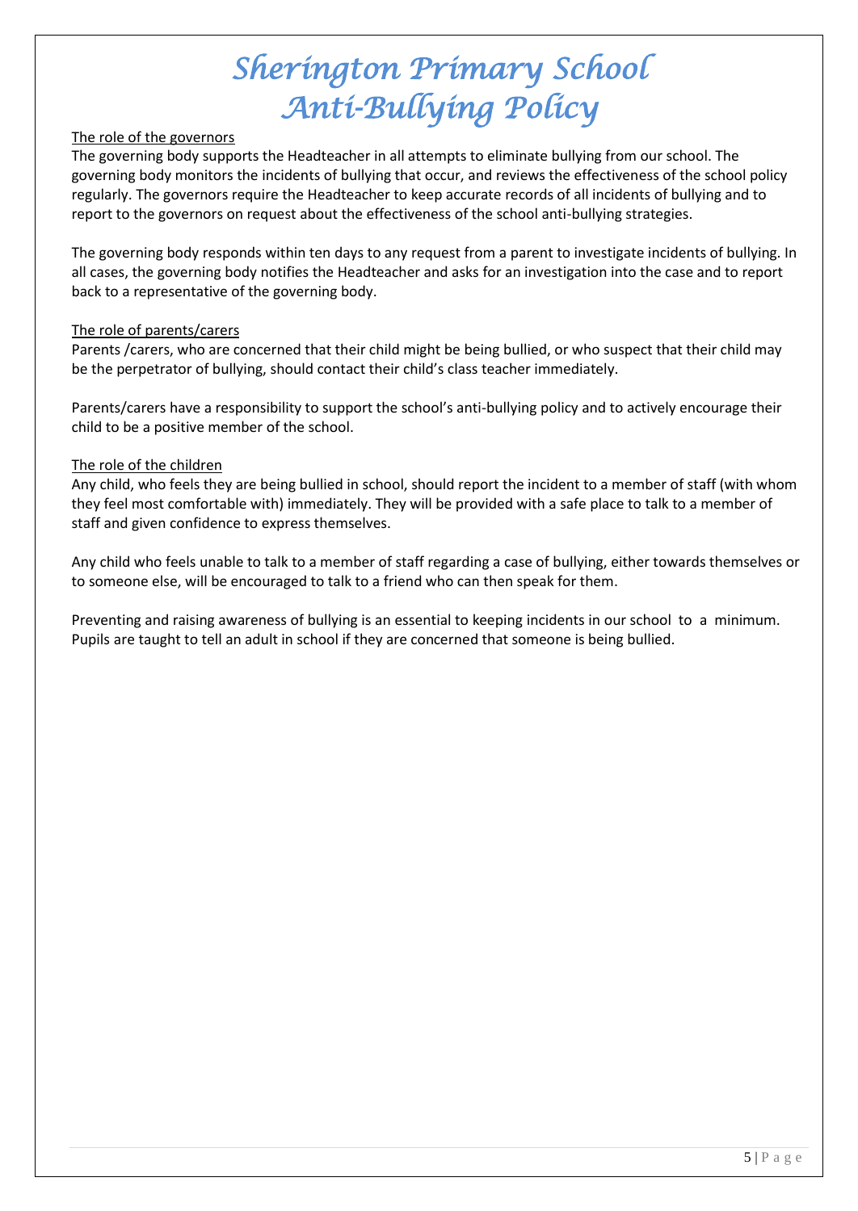# Sherington Primary School Anti-Bullying Policy

<u>The role of the governors</u>

The governing body supports the Headteacher in all attempts to eliminate bullying from our school. The governing body monitors the incidents of bullying that occur, and reviews the effectiveness of the school policy regularly. The governors require the Headteacher to keep accurate records of all incidents of bullying and to report to the governors on request about the effectiveness of the school anti-bullying strategies.

The governing body responds within ten days to any request from a parent to investigate incidents of bullying. In all cases, the governing body notifies the Headteacher and asks for an investigation into the case and to report back to a representative of the governing body.

<u>The role of parents/carers</u>

Parents /carers, who are concerned that their child might be being bullied, or who suspect that their child may be the perpetrator of bullying, should contact their child's class teacher immediately.

Parents/carers have a responsibility to support the school's anti-bullying policy and to actively encourage their child to be a positive member of the school.

<u>The role of the children</u>

Any child, who feels they are being bullied in school, should report the incident to a member of staff (with whom they feel most comfortable with) immediately. They will be provided with a safe place to talk to a member of staff and given confidence to express themselves.

Any child who feels unable to talk to a member of staff regarding a case of bullying, either towards themselves or to someone else, will be encouraged to talk to a friend who can then speak for them.

Preventing and raising awareness of bullying is an essential to keeping incidents in our school to a minimum. Pupils are taught to tell an adult in school if they are concerned that someone is being bullied.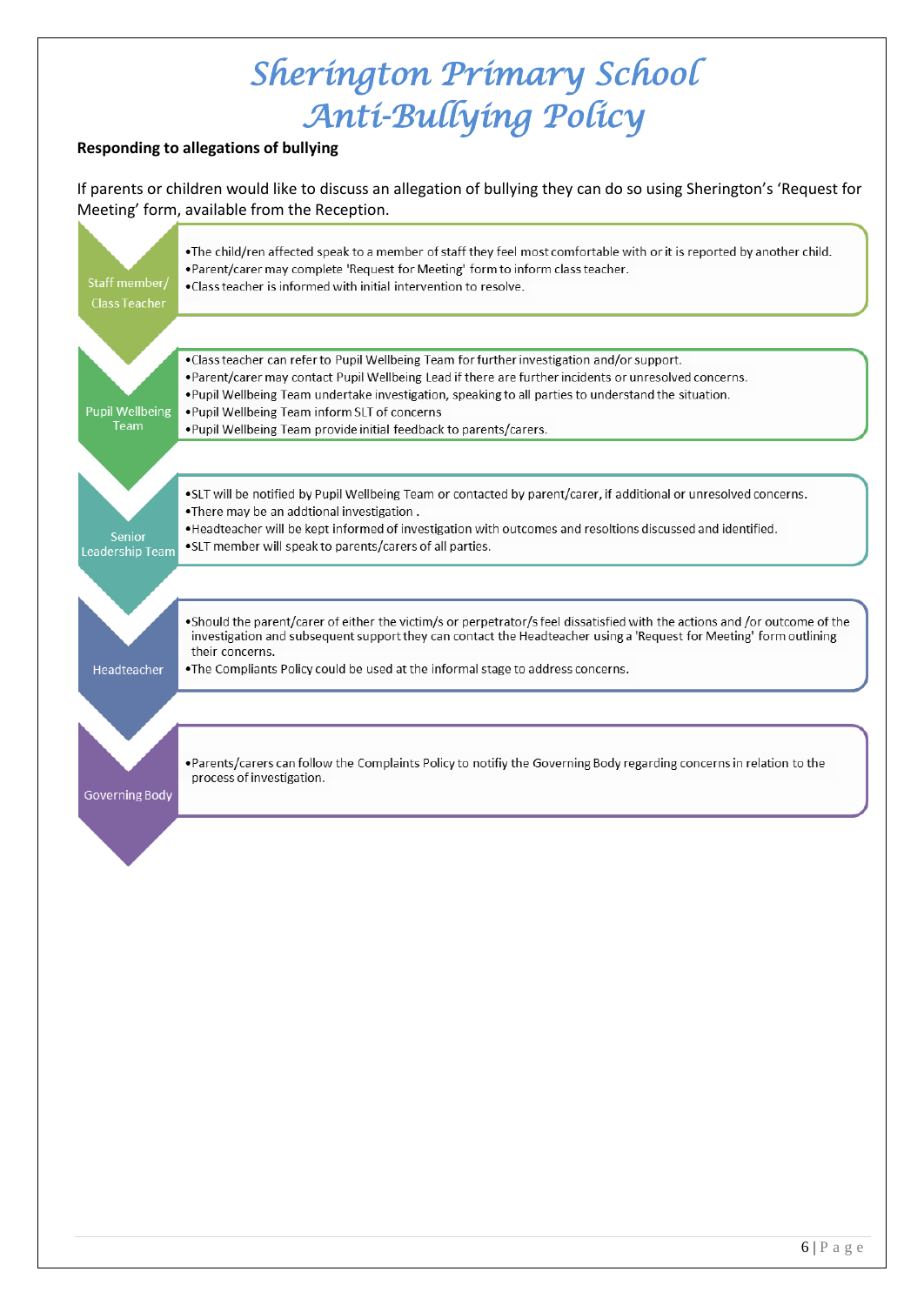# Sherington Primary School
# Anti-Bullying Policy

**Responding to allegations of bullying**

If parents or children would like to discuss an allegation of bullying they can do so using Sherington's 'Request for Meeting' form, available from the Reception.

**Staff member/ Class Teacher**

- The child/ren affected speak to a member of staff they feel most comfortable with or it is reported by another child.
- Parent/carer may complete 'Request for Meeting' form to inform class teacher.
- Class teacher is informed with initial intervention to resolve.

**Pupil Wellbeing Team**

- Class teacher can refer to Pupil Wellbeing Team for further investigation and/or support.
- Parent/carer may contact Pupil Wellbeing Lead if there are further incidents or unresolved concerns.
- Pupil Wellbeing Team undertake investigation, speaking to all parties to understand the situation.
- Pupil Wellbeing Team inform SLT of concerns
- Pupil Wellbeing Team provide initial feedback to parents/carers.

**Senior Leadership Team**

- SLT will be notified by Pupil Wellbeing Team or contacted by parent/carer, if additional or unresolved concerns.
- There may be an addtional investigation .
- Headteacher will be kept informed of investigation with outcomes and resoltions discussed and identified.
- SLT member will speak to parents/carers of all parties.

**Headteacher**

- Should the parent/carer of either the victim/s or perpetrator/s feel dissatisfied with the actions and /or outcome of the investigation and subsequent support they can contact the Headteacher using a 'Request for Meeting' form outlining their concerns.
- The Compliants Policy could be used at the informal stage to address concerns.

**Governing Body**

- Parents/carers can follow the Complaints Policy to notifiy the Governing Body regarding concerns in relation to the process of investigation.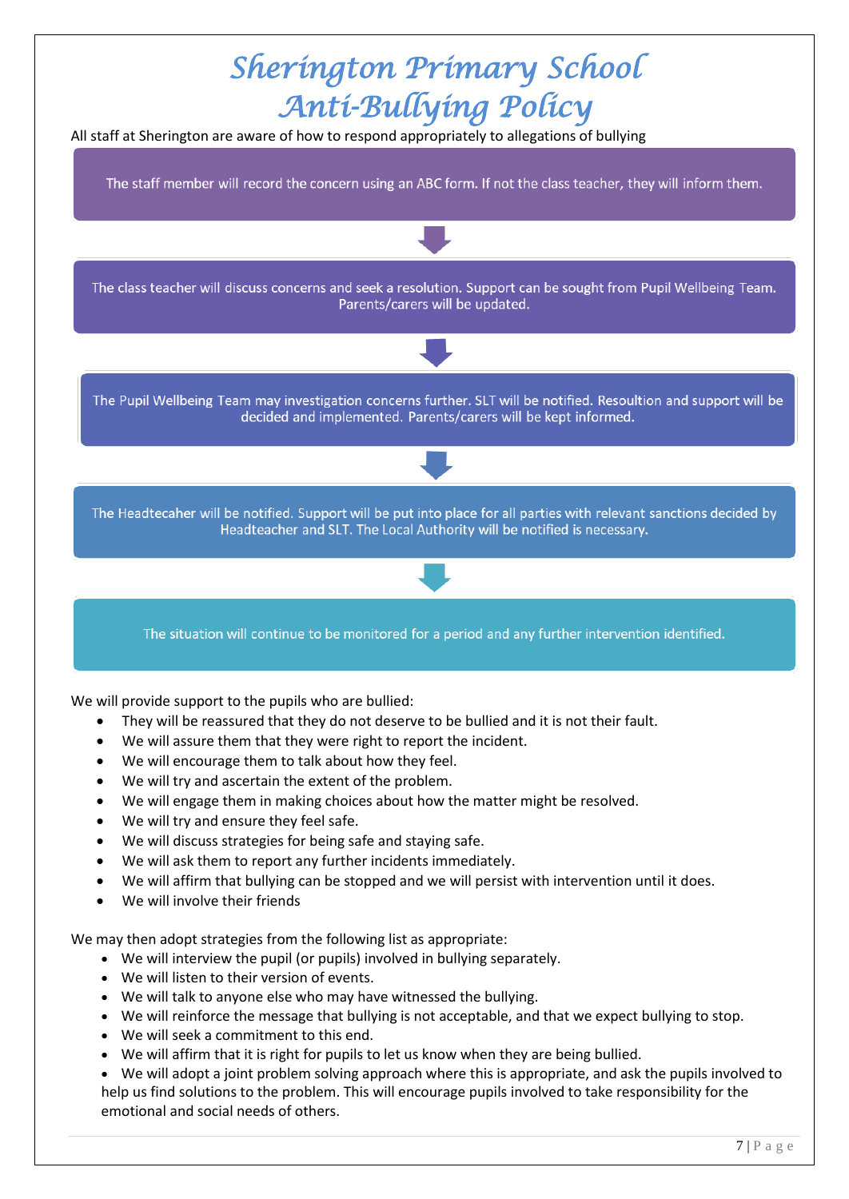# Sherington Primary School
# Anti-Bullying Policy

All staff at Sherington are aware of how to respond appropriately to allegations of bullying

The staff member will record the concern using an ABC form. If not the class teacher, they will inform them.

↓

The class teacher will discuss concerns and seek a resolution. Support can be sought from Pupil Wellbeing Team. Parents/carers will be updated.

↓

The Pupil Wellbeing Team may investigation concerns further. SLT will be notified. Resoultion and support will be decided and implemented. Parents/carers will be kept informed.

↓

The Headtecaher will be notified. Support will be put into place for all parties with relevant sanctions decided by Headteacher and SLT. The Local Authority will be notified is necessary.

↓

The situation will continue to be monitored for a period and any further intervention identified.

We will provide support to the pupils who are bullied:

- They will be reassured that they do not deserve to be bullied and it is not their fault.
- We will assure them that they were right to report the incident.
- We will encourage them to talk about how they feel.
- We will try and ascertain the extent of the problem.
- We will engage them in making choices about how the matter might be resolved.
- We will try and ensure they feel safe.
- We will discuss strategies for being safe and staying safe.
- We will ask them to report any further incidents immediately.
- We will affirm that bullying can be stopped and we will persist with intervention until it does.
- We will involve their friends

We may then adopt strategies from the following list as appropriate:

- We will interview the pupil (or pupils) involved in bullying separately.
- We will listen to their version of events.
- We will talk to anyone else who may have witnessed the bullying.
- We will reinforce the message that bullying is not acceptable, and that we expect bullying to stop.
- We will seek a commitment to this end.
- We will affirm that it is right for pupils to let us know when they are being bullied.
- We will adopt a joint problem solving approach where this is appropriate, and ask the pupils involved to help us find solutions to the problem. This will encourage pupils involved to take responsibility for the emotional and social needs of others.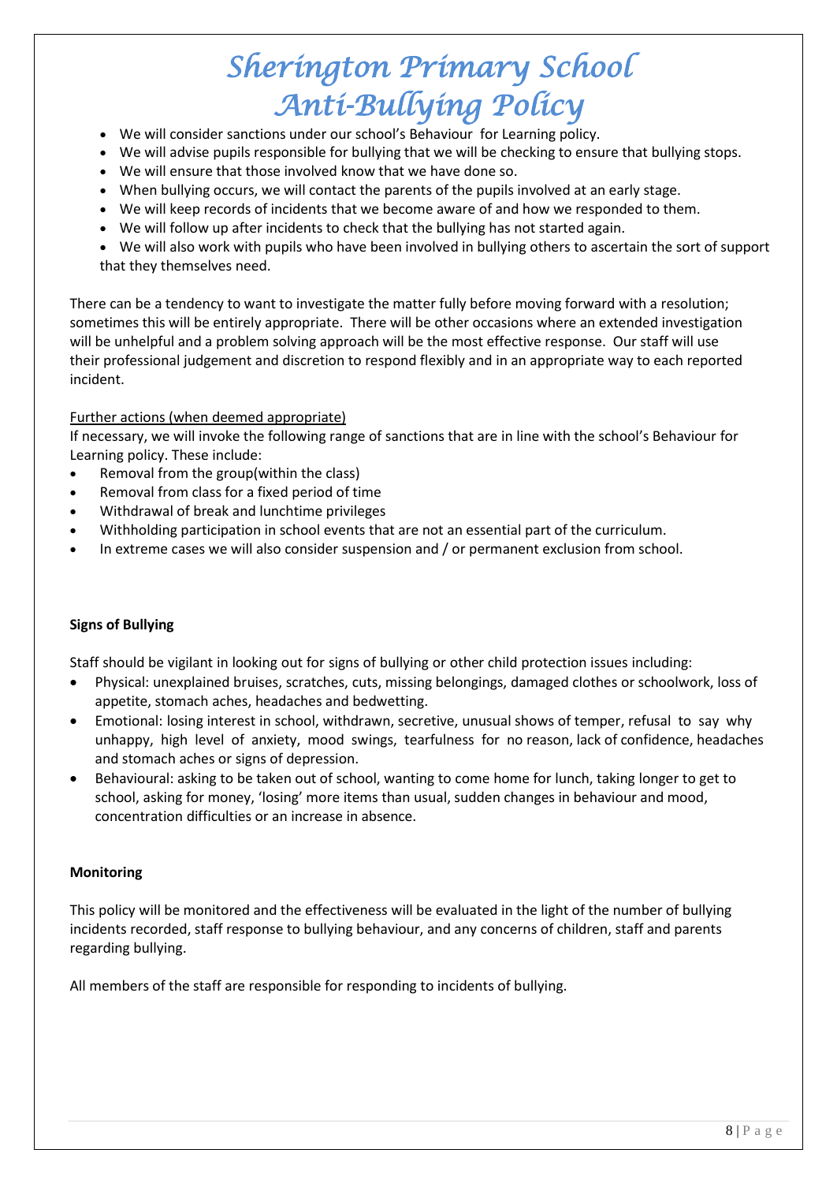- We will consider sanctions under our school's Behaviour for Learning policy.
- We will advise pupils responsible for bullying that we will be checking to ensure that bullying stops.
- We will ensure that those involved know that we have done so.
- When bullying occurs, we will contact the parents of the pupils involved at an early stage.
- We will keep records of incidents that we become aware of and how we responded to them.
- We will follow up after incidents to check that the bullying has not started again.
- We will also work with pupils who have been involved in bullying others to ascertain the sort of support that they themselves need.

There can be a tendency to want to investigate the matter fully before moving forward with a resolution; sometimes this will be entirely appropriate. There will be other occasions where an extended investigation will be unhelpful and a problem solving approach will be the most effective response. Our staff will use their professional judgement and discretion to respond flexibly and in an appropriate way to each reported incident.

Further actions (when deemed appropriate)

If necessary, we will invoke the following range of sanctions that are in line with the school's Behaviour for Learning policy. These include:

- Removal from the group(within the class)
- Removal from class for a fixed period of time
- Withdrawal of break and lunchtime privileges
- Withholding participation in school events that are not an essential part of the curriculum.
- In extreme cases we will also consider suspension and / or permanent exclusion from school.

**Signs of Bullying**

Staff should be vigilant in looking out for signs of bullying or other child protection issues including:

- Physical: unexplained bruises, scratches, cuts, missing belongings, damaged clothes or schoolwork, loss of appetite, stomach aches, headaches and bedwetting.
- Emotional: losing interest in school, withdrawn, secretive, unusual shows of temper, refusal to say why unhappy, high level of anxiety, mood swings, tearfulness for no reason, lack of confidence, headaches and stomach aches or signs of depression.
- Behavioural: asking to be taken out of school, wanting to come home for lunch, taking longer to get to school, asking for money, 'losing' more items than usual, sudden changes in behaviour and mood, concentration difficulties or an increase in absence.

**Monitoring**

This policy will be monitored and the effectiveness will be evaluated in the light of the number of bullying incidents recorded, staff response to bullying behaviour, and any concerns of children, staff and parents regarding bullying.

All members of the staff are responsible for responding to incidents of bullying.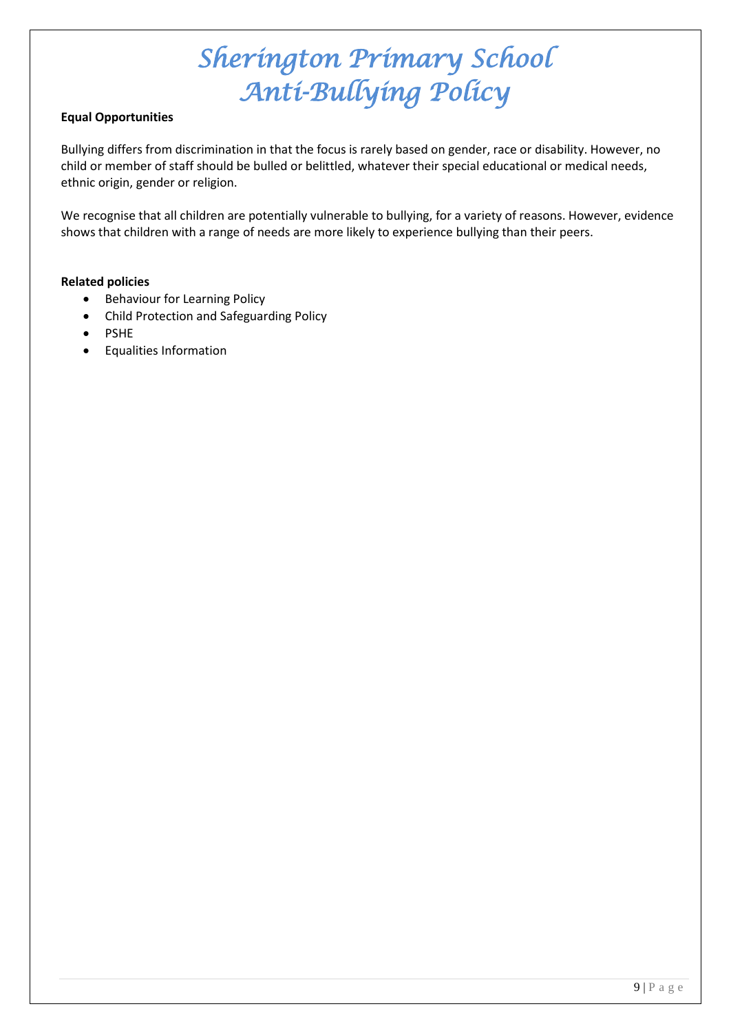**Equal Opportunities**

Bullying differs from discrimination in that the focus is rarely based on gender, race or disability. However, no child or member of staff should be bulled or belittled, whatever their special educational or medical needs, ethnic origin, gender or religion.

We recognise that all children are potentially vulnerable to bullying, for a variety of reasons. However, evidence shows that children with a range of needs are more likely to experience bullying than their peers.

**Related policies**

- Behaviour for Learning Policy
- Child Protection and Safeguarding Policy
- PSHE
- Equalities Information